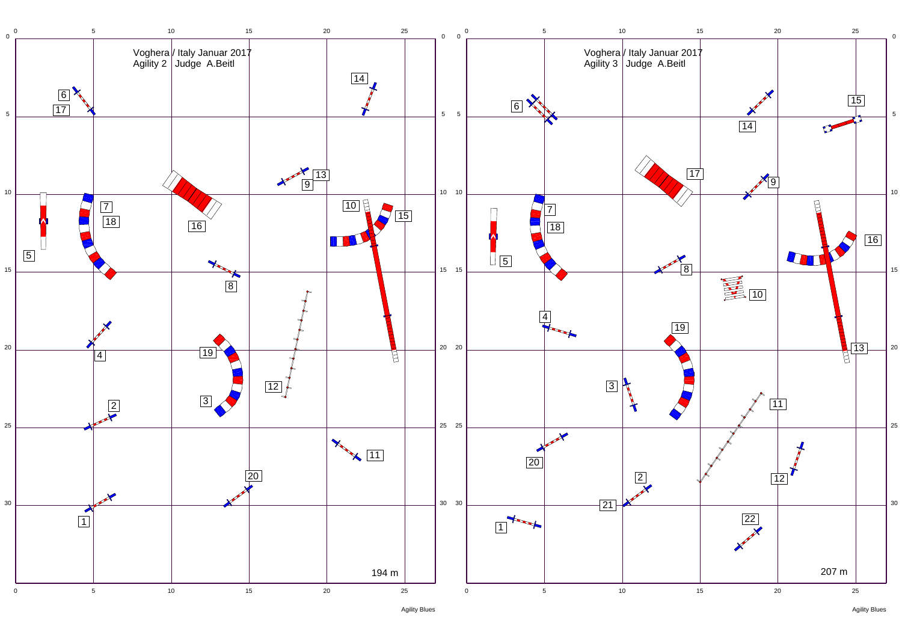Voghera / Italy Januar 2017
Agility 2 Judge A.Beitl

194 m

Agility Blues

Voghera / Italy Januar 2017
Agility 3 Judge A.Beitl

207 m

Agility Blues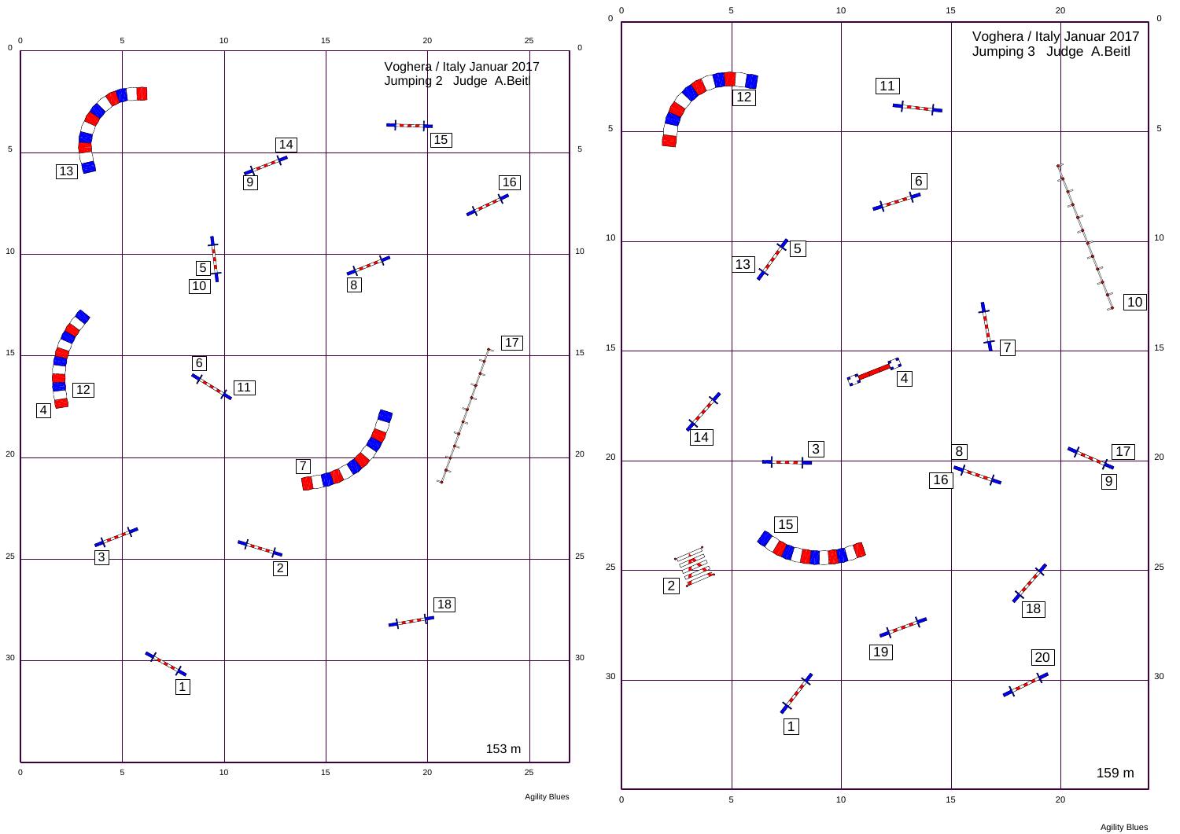Voghera / Italy Januar 2017
Jumping 2 Judge A.Beitl

153 m

Voghera / Italy Januar 2017
Jumping 3 Judge A.Beitl

159 m

Agility Blues